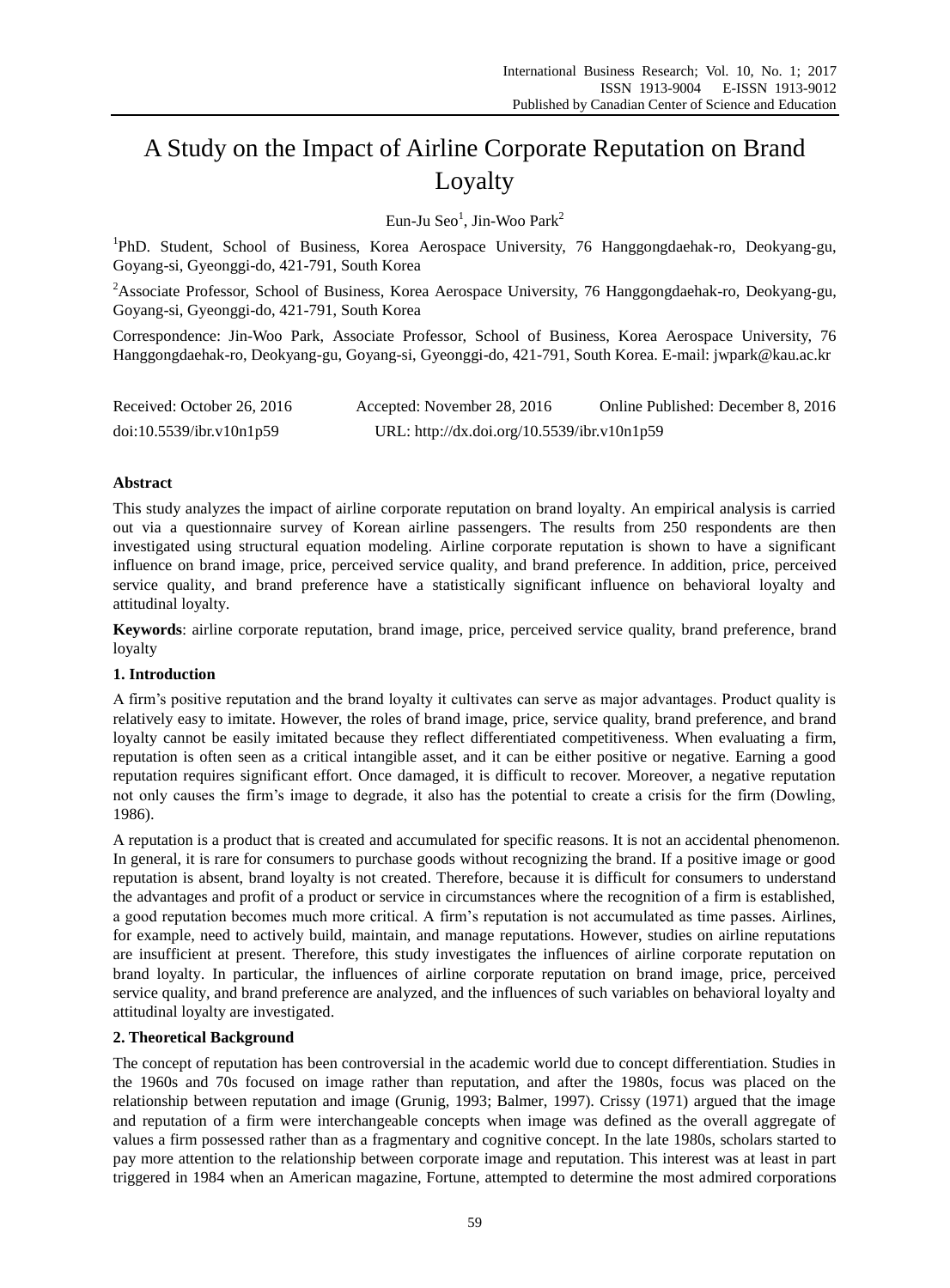# A Study on the Impact of Airline Corporate Reputation on Brand Loyalty

Eun-Ju Seo[1], Jin-Woo Park[2]

[1]PhD. Student, School of Business, Korea Aerospace University, 76 Hanggongdaehak-ro, Deokyang-gu, Goyang-si, Gyeonggi-do, 421-791, South Korea

[2]Associate Professor, School of Business, Korea Aerospace University, 76 Hanggongdaehak-ro, Deokyang-gu, Goyang-si, Gyeonggi-do, 421-791, South Korea

Correspondence: Jin-Woo Park, Associate Professor, School of Business, Korea Aerospace University, 76 Hanggongdaehak-ro, Deokyang-gu, Goyang-si, Gyeonggi-do, 421-791, South Korea. E-mail: jwpark@kau.ac.kr

Received: October 26, 2016 Accepted: November 28, 2016 Online Published: December 8, 2016

doi:10.5539/ibr.v10n1p59 URL: http://dx.doi.org/10.5539/ibr.v10n1p59

## Abstract

This study analyzes the impact of airline corporate reputation on brand loyalty. An empirical analysis is carried out via a questionnaire survey of Korean airline passengers. The results from 250 respondents are then investigated using structural equation modeling. Airline corporate reputation is shown to have a significant influence on brand image, price, perceived service quality, and brand preference. In addition, price, perceived service quality, and brand preference have a statistically significant influence on behavioral loyalty and attitudinal loyalty.

**Keywords**: airline corporate reputation, brand image, price, perceived service quality, brand preference, brand loyalty

## 1. Introduction

A firm's positive reputation and the brand loyalty it cultivates can serve as major advantages. Product quality is relatively easy to imitate. However, the roles of brand image, price, service quality, brand preference, and brand loyalty cannot be easily imitated because they reflect differentiated competitiveness. When evaluating a firm, reputation is often seen as a critical intangible asset, and it can be either positive or negative. Earning a good reputation requires significant effort. Once damaged, it is difficult to recover. Moreover, a negative reputation not only causes the firm's image to degrade, it also has the potential to create a crisis for the firm (Dowling, 1986).

A reputation is a product that is created and accumulated for specific reasons. It is not an accidental phenomenon. In general, it is rare for consumers to purchase goods without recognizing the brand. If a positive image or good reputation is absent, brand loyalty is not created. Therefore, because it is difficult for consumers to understand the advantages and profit of a product or service in circumstances where the recognition of a firm is established, a good reputation becomes much more critical. A firm's reputation is not accumulated as time passes. Airlines, for example, need to actively build, maintain, and manage reputations. However, studies on airline reputations are insufficient at present. Therefore, this study investigates the influences of airline corporate reputation on brand loyalty. In particular, the influences of airline corporate reputation on brand image, price, perceived service quality, and brand preference are analyzed, and the influences of such variables on behavioral loyalty and attitudinal loyalty are investigated.

## 2. Theoretical Background

The concept of reputation has been controversial in the academic world due to concept differentiation. Studies in the 1960s and 70s focused on image rather than reputation, and after the 1980s, focus was placed on the relationship between reputation and image (Grunig, 1993; Balmer, 1997). Crissy (1971) argued that the image and reputation of a firm were interchangeable concepts when image was defined as the overall aggregate of values a firm possessed rather than as a fragmentary and cognitive concept. In the late 1980s, scholars started to pay more attention to the relationship between corporate image and reputation. This interest was at least in part triggered in 1984 when an American magazine, Fortune, attempted to determine the most admired corporations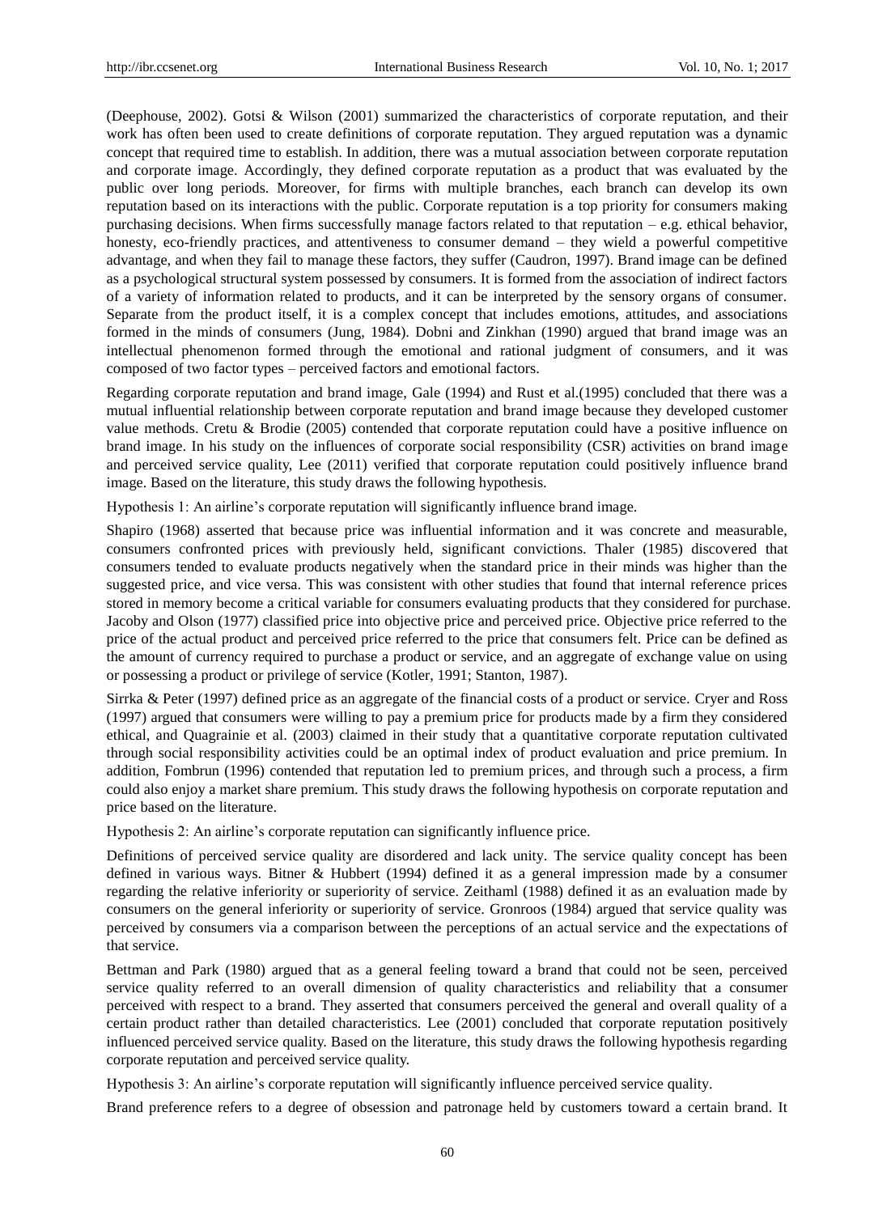(Deephouse, 2002). Gotsi & Wilson (2001) summarized the characteristics of corporate reputation, and their work has often been used to create definitions of corporate reputation. They argued reputation was a dynamic concept that required time to establish. In addition, there was a mutual association between corporate reputation and corporate image. Accordingly, they defined corporate reputation as a product that was evaluated by the public over long periods. Moreover, for firms with multiple branches, each branch can develop its own reputation based on its interactions with the public. Corporate reputation is a top priority for consumers making purchasing decisions. When firms successfully manage factors related to that reputation – e.g. ethical behavior, honesty, eco-friendly practices, and attentiveness to consumer demand – they wield a powerful competitive advantage, and when they fail to manage these factors, they suffer (Caudron, 1997). Brand image can be defined as a psychological structural system possessed by consumers. It is formed from the association of indirect factors of a variety of information related to products, and it can be interpreted by the sensory organs of consumer. Separate from the product itself, it is a complex concept that includes emotions, attitudes, and associations formed in the minds of consumers (Jung, 1984). Dobni and Zinkhan (1990) argued that brand image was an intellectual phenomenon formed through the emotional and rational judgment of consumers, and it was composed of two factor types – perceived factors and emotional factors.

Regarding corporate reputation and brand image, Gale (1994) and Rust et al.(1995) concluded that there was a mutual influential relationship between corporate reputation and brand image because they developed customer value methods. Cretu & Brodie (2005) contended that corporate reputation could have a positive influence on brand image. In his study on the influences of corporate social responsibility (CSR) activities on brand image and perceived service quality, Lee (2011) verified that corporate reputation could positively influence brand image. Based on the literature, this study draws the following hypothesis.

Hypothesis 1: An airline's corporate reputation will significantly influence brand image.

Shapiro (1968) asserted that because price was influential information and it was concrete and measurable, consumers confronted prices with previously held, significant convictions. Thaler (1985) discovered that consumers tended to evaluate products negatively when the standard price in their minds was higher than the suggested price, and vice versa. This was consistent with other studies that found that internal reference prices stored in memory become a critical variable for consumers evaluating products that they considered for purchase. Jacoby and Olson (1977) classified price into objective price and perceived price. Objective price referred to the price of the actual product and perceived price referred to the price that consumers felt. Price can be defined as the amount of currency required to purchase a product or service, and an aggregate of exchange value on using or possessing a product or privilege of service (Kotler, 1991; Stanton, 1987).

Sirrka & Peter (1997) defined price as an aggregate of the financial costs of a product or service. Cryer and Ross (1997) argued that consumers were willing to pay a premium price for products made by a firm they considered ethical, and Quagrainie et al. (2003) claimed in their study that a quantitative corporate reputation cultivated through social responsibility activities could be an optimal index of product evaluation and price premium. In addition, Fombrun (1996) contended that reputation led to premium prices, and through such a process, a firm could also enjoy a market share premium. This study draws the following hypothesis on corporate reputation and price based on the literature.

Hypothesis 2: An airline's corporate reputation can significantly influence price.

Definitions of perceived service quality are disordered and lack unity. The service quality concept has been defined in various ways. Bitner & Hubbert (1994) defined it as a general impression made by a consumer regarding the relative inferiority or superiority of service. Zeithaml (1988) defined it as an evaluation made by consumers on the general inferiority or superiority of service. Gronroos (1984) argued that service quality was perceived by consumers via a comparison between the perceptions of an actual service and the expectations of that service.

Bettman and Park (1980) argued that as a general feeling toward a brand that could not be seen, perceived service quality referred to an overall dimension of quality characteristics and reliability that a consumer perceived with respect to a brand. They asserted that consumers perceived the general and overall quality of a certain product rather than detailed characteristics. Lee (2001) concluded that corporate reputation positively influenced perceived service quality. Based on the literature, this study draws the following hypothesis regarding corporate reputation and perceived service quality.

Hypothesis 3: An airline's corporate reputation will significantly influence perceived service quality.

Brand preference refers to a degree of obsession and patronage held by customers toward a certain brand. It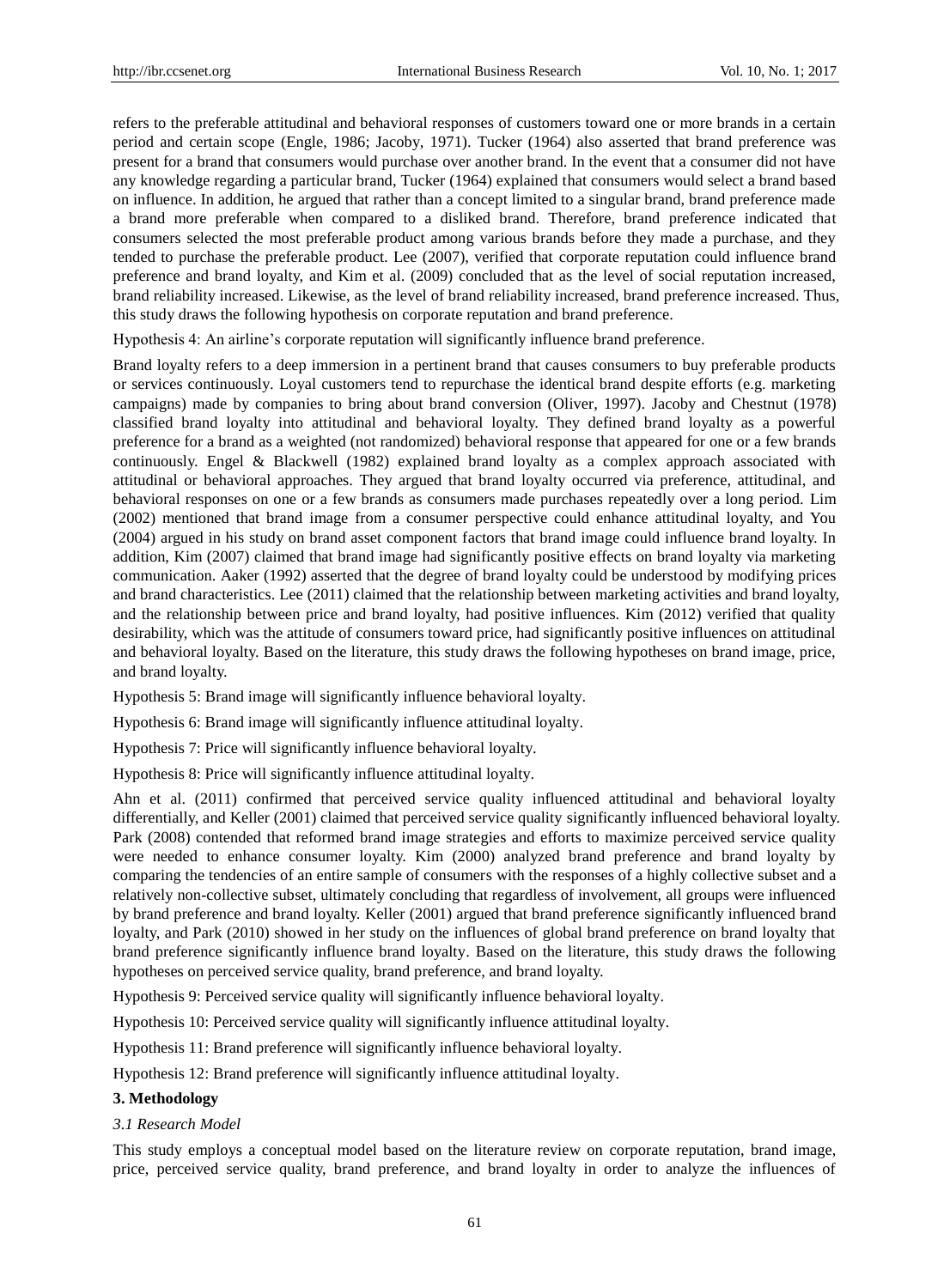refers to the preferable attitudinal and behavioral responses of customers toward one or more brands in a certain period and certain scope (Engle, 1986; Jacoby, 1971). Tucker (1964) also asserted that brand preference was present for a brand that consumers would purchase over another brand. In the event that a consumer did not have any knowledge regarding a particular brand, Tucker (1964) explained that consumers would select a brand based on influence. In addition, he argued that rather than a concept limited to a singular brand, brand preference made a brand more preferable when compared to a disliked brand. Therefore, brand preference indicated that consumers selected the most preferable product among various brands before they made a purchase, and they tended to purchase the preferable product. Lee (2007), verified that corporate reputation could influence brand preference and brand loyalty, and Kim et al. (2009) concluded that as the level of social reputation increased, brand reliability increased. Likewise, as the level of brand reliability increased, brand preference increased. Thus, this study draws the following hypothesis on corporate reputation and brand preference.

Hypothesis 4: An airline's corporate reputation will significantly influence brand preference.

Brand loyalty refers to a deep immersion in a pertinent brand that causes consumers to buy preferable products or services continuously. Loyal customers tend to repurchase the identical brand despite efforts (e.g. marketing campaigns) made by companies to bring about brand conversion (Oliver, 1997). Jacoby and Chestnut (1978) classified brand loyalty into attitudinal and behavioral loyalty. They defined brand loyalty as a powerful preference for a brand as a weighted (not randomized) behavioral response that appeared for one or a few brands continuously. Engel & Blackwell (1982) explained brand loyalty as a complex approach associated with attitudinal or behavioral approaches. They argued that brand loyalty occurred via preference, attitudinal, and behavioral responses on one or a few brands as consumers made purchases repeatedly over a long period. Lim (2002) mentioned that brand image from a consumer perspective could enhance attitudinal loyalty, and You (2004) argued in his study on brand asset component factors that brand image could influence brand loyalty. In addition, Kim (2007) claimed that brand image had significantly positive effects on brand loyalty via marketing communication. Aaker (1992) asserted that the degree of brand loyalty could be understood by modifying prices and brand characteristics. Lee (2011) claimed that the relationship between marketing activities and brand loyalty, and the relationship between price and brand loyalty, had positive influences. Kim (2012) verified that quality desirability, which was the attitude of consumers toward price, had significantly positive influences on attitudinal and behavioral loyalty. Based on the literature, this study draws the following hypotheses on brand image, price, and brand loyalty.

Hypothesis 5: Brand image will significantly influence behavioral loyalty.

Hypothesis 6: Brand image will significantly influence attitudinal loyalty.

Hypothesis 7: Price will significantly influence behavioral loyalty.

Hypothesis 8: Price will significantly influence attitudinal loyalty.

Ahn et al. (2011) confirmed that perceived service quality influenced attitudinal and behavioral loyalty differentially, and Keller (2001) claimed that perceived service quality significantly influenced behavioral loyalty. Park (2008) contended that reformed brand image strategies and efforts to maximize perceived service quality were needed to enhance consumer loyalty. Kim (2000) analyzed brand preference and brand loyalty by comparing the tendencies of an entire sample of consumers with the responses of a highly collective subset and a relatively non-collective subset, ultimately concluding that regardless of involvement, all groups were influenced by brand preference and brand loyalty. Keller (2001) argued that brand preference significantly influenced brand loyalty, and Park (2010) showed in her study on the influences of global brand preference on brand loyalty that brand preference significantly influence brand loyalty. Based on the literature, this study draws the following hypotheses on perceived service quality, brand preference, and brand loyalty.

Hypothesis 9: Perceived service quality will significantly influence behavioral loyalty.

Hypothesis 10: Perceived service quality will significantly influence attitudinal loyalty.

Hypothesis 11: Brand preference will significantly influence behavioral loyalty.

Hypothesis 12: Brand preference will significantly influence attitudinal loyalty.

## 3. Methodology

### *3.1 Research Model*

This study employs a conceptual model based on the literature review on corporate reputation, brand image, price, perceived service quality, brand preference, and brand loyalty in order to analyze the influences of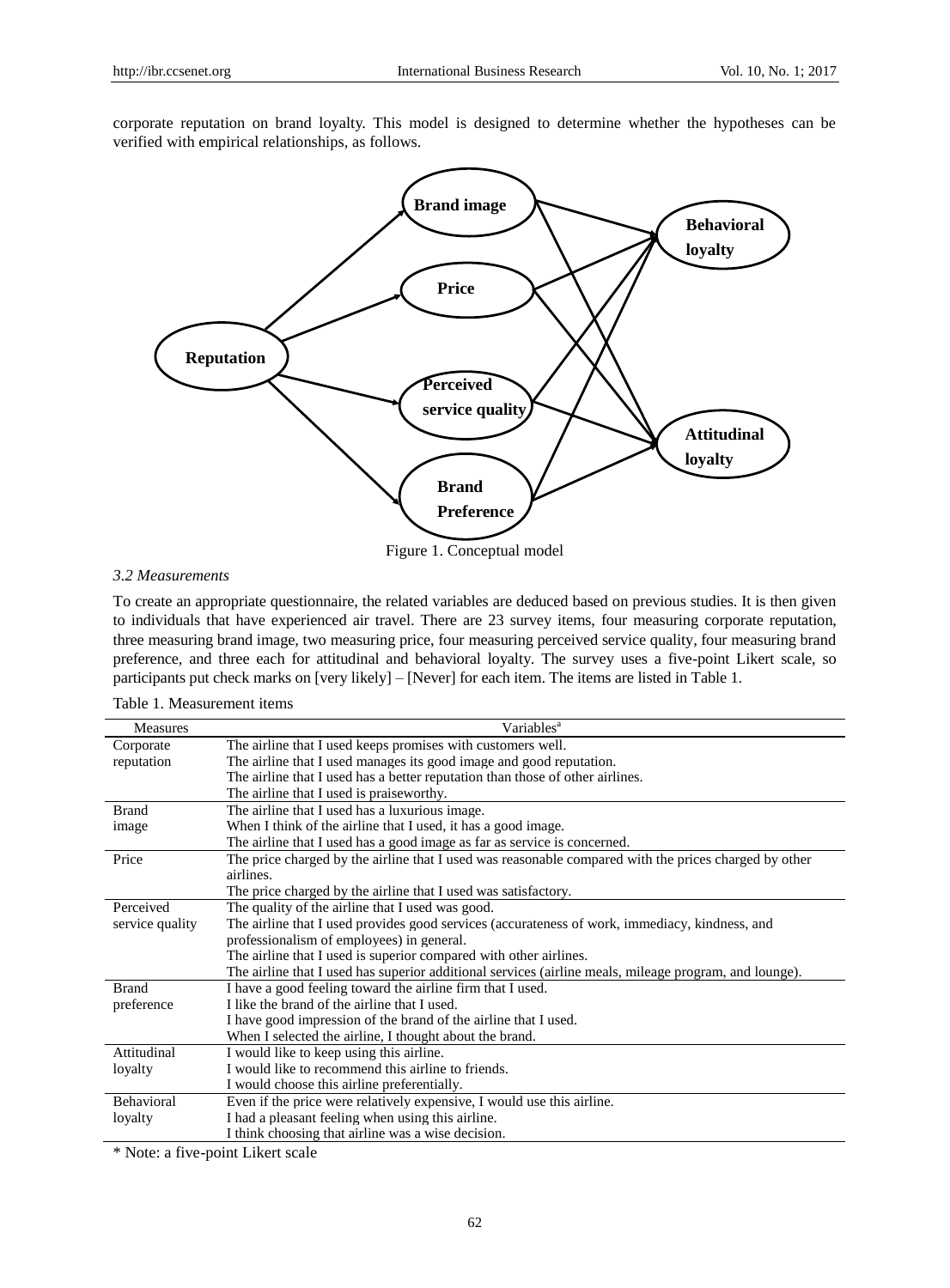corporate reputation on brand loyalty. This model is designed to determine whether the hypotheses can be verified with empirical relationships, as follows.

Figure 1. Conceptual model

*3.2 Measurements*

To create an appropriate questionnaire, the related variables are deduced based on previous studies. It is then given to individuals that have experienced air travel. There are 23 survey items, four measuring corporate reputation, three measuring brand image, two measuring price, four measuring perceived service quality, four measuring brand preference, and three each for attitudinal and behavioral loyalty. The survey uses a five-point Likert scale, so participants put check marks on [very likely] – [Never] for each item. The items are listed in Table 1.

Table 1. Measurement items

| Measures | Variables[a] |
|---|---|
| Corporate reputation | The airline that I used keeps promises with customers well. |
| | The airline that I used manages its good image and good reputation. |
| | The airline that I used has a better reputation than those of other airlines. |
| | The airline that I used is praiseworthy. |
| Brand image | The airline that I used has a luxurious image. |
| | When I think of the airline that I used, it has a good image. |
| | The airline that I used has a good image as far as service is concerned. |
| Price | The price charged by the airline that I used was reasonable compared with the prices charged by other airlines. |
| | The price charged by the airline that I used was satisfactory. |
| Perceived service quality | The quality of the airline that I used was good. |
| | The airline that I used provides good services (accurateness of work, immediacy, kindness, and professionalism of employees) in general. |
| | The airline that I used is superior compared with other airlines. |
| | The airline that I used has superior additional services (airline meals, mileage program, and lounge). |
| Brand preference | I have a good feeling toward the airline firm that I used. |
| | I like the brand of the airline that I used. |
| | I have good impression of the brand of the airline that I used. |
| | When I selected the airline, I thought about the brand. |
| Attitudinal loyalty | I would like to keep using this airline. |
| | I would like to recommend this airline to friends. |
| | I would choose this airline preferentially. |
| Behavioral loyalty | Even if the price were relatively expensive, I would use this airline. |
| | I had a pleasant feeling when using this airline. |
| | I think choosing that airline was a wise decision. |

\* Note: a five-point Likert scale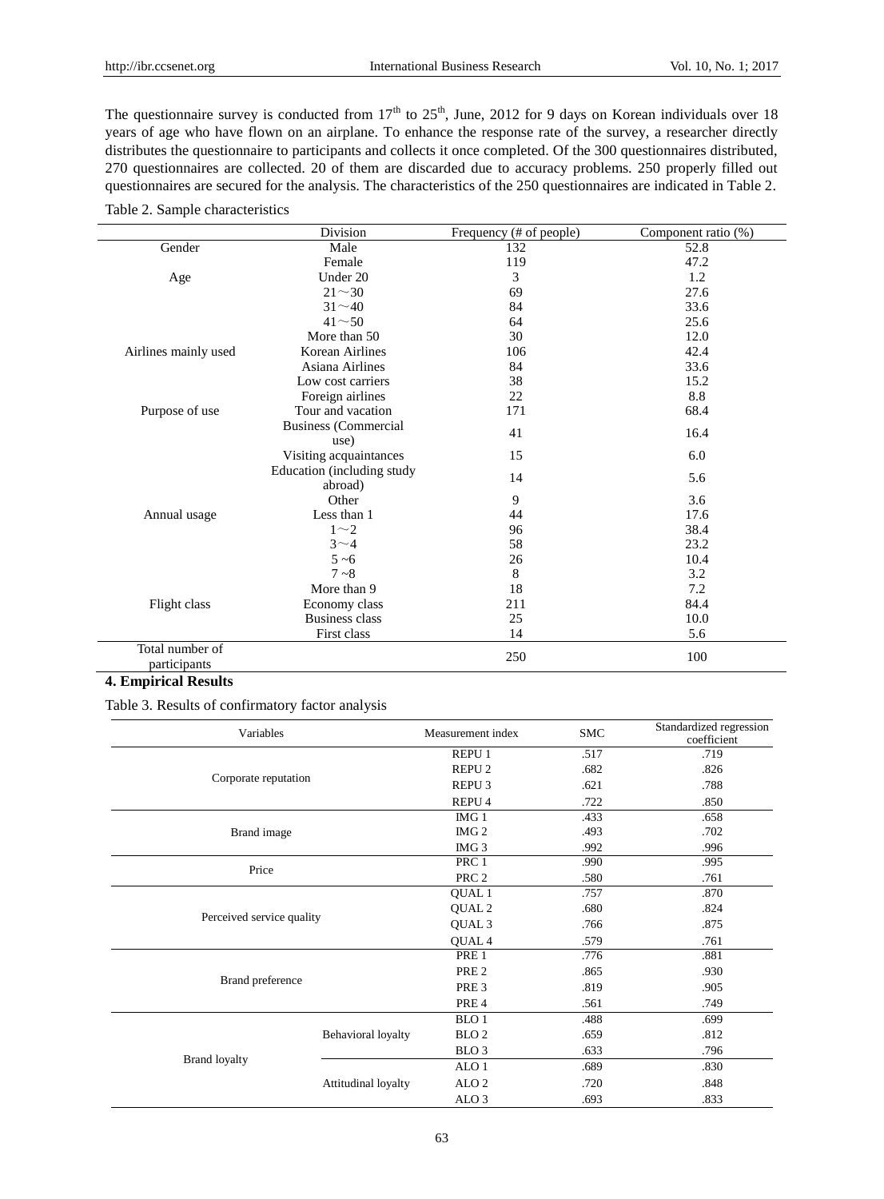The questionnaire survey is conducted from 17th to 25th, June, 2012 for 9 days on Korean individuals over 18 years of age who have flown on an airplane. To enhance the response rate of the survey, a researcher directly distributes the questionnaire to participants and collects it once completed. Of the 300 questionnaires distributed, 270 questionnaires are collected. 20 of them are discarded due to accuracy problems. 250 properly filled out questionnaires are secured for the analysis. The characteristics of the 250 questionnaires are indicated in Table 2.

Table 2. Sample characteristics

| | Division | Frequency (# of people) | Component ratio (%) |
|---|---|---|---|
| Gender | Male | 132 | 52.8 |
| | Female | 119 | 47.2 |
| Age | Under 20 | 3 | 1.2 |
| | 21～30 | 69 | 27.6 |
| | 31～40 | 84 | 33.6 |
| | 41～50 | 64 | 25.6 |
| | More than 50 | 30 | 12.0 |
| Airlines mainly used | Korean Airlines | 106 | 42.4 |
| | Asiana Airlines | 84 | 33.6 |
| | Low cost carriers | 38 | 15.2 |
| | Foreign airlines | 22 | 8.8 |
| Purpose of use | Tour and vacation | 171 | 68.4 |
| | Business (Commercial use) | 41 | 16.4 |
| | Visiting acquaintances | 15 | 6.0 |
| | Education (including study abroad) | 14 | 5.6 |
| | Other | 9 | 3.6 |
| Annual usage | Less than 1 | 44 | 17.6 |
| | 1～2 | 96 | 38.4 |
| | 3～4 | 58 | 23.2 |
| | 5 ~6 | 26 | 10.4 |
| | 7 ~8 | 8 | 3.2 |
| | More than 9 | 18 | 7.2 |
| Flight class | Economy class | 211 | 84.4 |
| | Business class | 25 | 10.0 |
| | First class | 14 | 5.6 |
| Total number of participants | | 250 | 100 |

## 4. Empirical Results

Table 3. Results of confirmatory factor analysis

| Variables | | Measurement index | SMC | Standardized regression coefficient |
|---|---|---|---|---|
| Corporate reputation | | REPU 1 | .517 | .719 |
| | | REPU 2 | .682 | .826 |
| | | REPU 3 | .621 | .788 |
| | | REPU 4 | .722 | .850 |
| Brand image | | IMG 1 | .433 | .658 |
| | | IMG 2 | .493 | .702 |
| | | IMG 3 | .992 | .996 |
| Price | | PRC 1 | .990 | .995 |
| | | PRC 2 | .580 | .761 |
| Perceived service quality | | QUAL 1 | .757 | .870 |
| | | QUAL 2 | .680 | .824 |
| | | QUAL 3 | .766 | .875 |
| | | QUAL 4 | .579 | .761 |
| Brand preference | | PRE 1 | .776 | .881 |
| | | PRE 2 | .865 | .930 |
| | | PRE 3 | .819 | .905 |
| | | PRE 4 | .561 | .749 |
| Brand loyalty | Behavioral loyalty | BLO 1 | .488 | .699 |
| | | BLO 2 | .659 | .812 |
| | | BLO 3 | .633 | .796 |
| | Attitudinal loyalty | ALO 1 | .689 | .830 |
| | | ALO 2 | .720 | .848 |
| | | ALO 3 | .693 | .833 |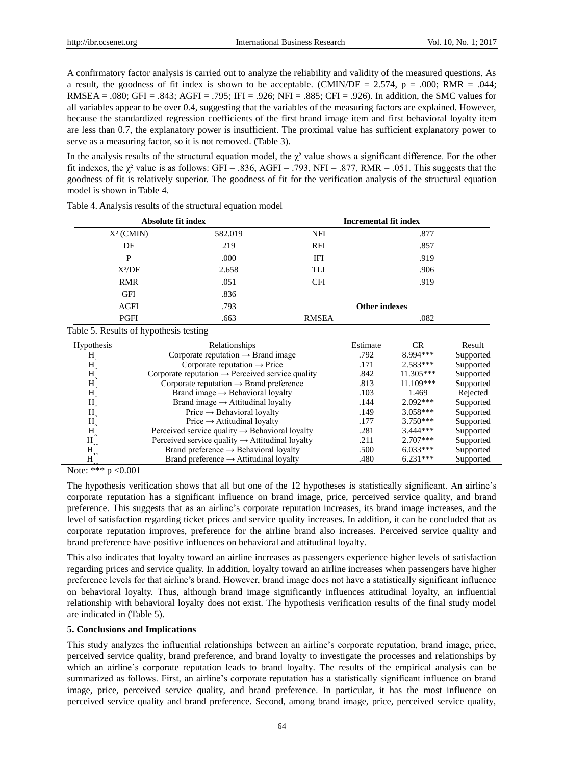A confirmatory factor analysis is carried out to analyze the reliability and validity of the measured questions. As a result, the goodness of fit index is shown to be acceptable. (CMIN/DF = 2.574, p = .000; RMR = .044; RMSEA = .080; GFI = .843; AGFI = .795; IFI = .926; NFI = .885; CFI = .926). In addition, the SMC values for all variables appear to be over 0.4, suggesting that the variables of the measuring factors are explained. However, because the standardized regression coefficients of the first brand image item and first behavioral loyalty item are less than 0.7, the explanatory power is insufficient. The proximal value has sufficient explanatory power to serve as a measuring factor, so it is not removed. (Table 3).

In the analysis results of the structural equation model, the $\chi^2$ value shows a significant difference. For the other fit indexes, the $\chi^2$ value is as follows: GFI = .836, AGFI = .793, NFI = .877, RMR = .051. This suggests that the goodness of fit is relatively superior. The goodness of fit for the verification analysis of the structural equation model is shown in Table 4.

Table 4. Analysis results of the structural equation model

| Absolute fit index | | Incremental fit index | |
|---|---|---|---|
| $X^2$ (CMIN) | 582.019 | NFI | .877 |
| DF | 219 | RFI | .857 |
| P | .000 | IFI | .919 |
| $X^2$/DF | 2.658 | TLI | .906 |
| RMR | .051 | CFI | .919 |
| GFI | .836 | | |
| AGFI | .793 | **Other indexes** | |
| PGFI | .663 | RMSEA | .082 |

Table 5. Results of hypothesis testing

| Hypothesis | Relationships | Estimate | CR | Result |
|---|---|---|---|---|
| H1 | Corporate reputation → Brand image | .792 | 8.994*** | Supported |
| H2 | Corporate reputation → Price | .171 | 2.583*** | Supported |
| H3 | Corporate reputation → Perceived service quality | .842 | 11.305*** | Supported |
| H4 | Corporate reputation → Brand preference | .813 | 11.109*** | Supported |
| H5 | Brand image → Behavioral loyalty | .103 | 1.469 | Rejected |
| H6 | Brand image → Attitudinal loyalty | .144 | 2.092*** | Supported |
| H7 | Price → Behavioral loyalty | .149 | 3.058*** | Supported |
| H8 | Price → Attitudinal loyalty | .177 | 3.750*** | Supported |
| H9 | Perceived service quality → Behavioral loyalty | .281 | 3.444*** | Supported |
| H10 | Perceived service quality → Attitudinal loyalty | .211 | 2.707*** | Supported |
| H11 | Brand preference → Behavioral loyalty | .500 | 6.033*** | Supported |
| H12 | Brand preference → Attitudinal loyalty | .480 | 6.231*** | Supported |

Note: *** p <0.001

The hypothesis verification shows that all but one of the 12 hypotheses is statistically significant. An airline's corporate reputation has a significant influence on brand image, price, perceived service quality, and brand preference. This suggests that as an airline's corporate reputation increases, its brand image increases, and the level of satisfaction regarding ticket prices and service quality increases. In addition, it can be concluded that as corporate reputation improves, preference for the airline brand also increases. Perceived service quality and brand preference have positive influences on behavioral and attitudinal loyalty.

This also indicates that loyalty toward an airline increases as passengers experience higher levels of satisfaction regarding prices and service quality. In addition, loyalty toward an airline increases when passengers have higher preference levels for that airline's brand. However, brand image does not have a statistically significant influence on behavioral loyalty. Thus, although brand image significantly influences attitudinal loyalty, an influential relationship with behavioral loyalty does not exist. The hypothesis verification results of the final study model are indicated in (Table 5).

## 5. Conclusions and Implications

This study analyzes the influential relationships between an airline's corporate reputation, brand image, price, perceived service quality, brand preference, and brand loyalty to investigate the processes and relationships by which an airline's corporate reputation leads to brand loyalty. The results of the empirical analysis can be summarized as follows. First, an airline's corporate reputation has a statistically significant influence on brand image, price, perceived service quality, and brand preference. In particular, it has the most influence on perceived service quality and brand preference. Second, among brand image, price, perceived service quality,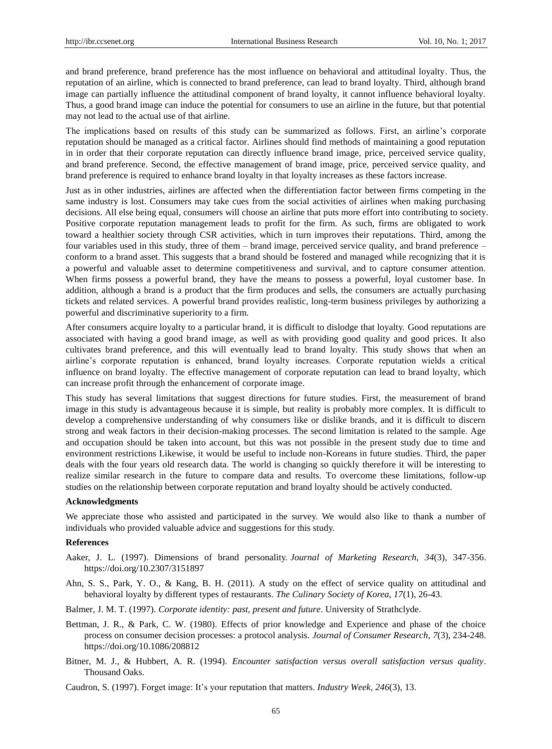and brand preference, brand preference has the most influence on behavioral and attitudinal loyalty. Thus, the reputation of an airline, which is connected to brand preference, can lead to brand loyalty. Third, although brand image can partially influence the attitudinal component of brand loyalty, it cannot influence behavioral loyalty. Thus, a good brand image can induce the potential for consumers to use an airline in the future, but that potential may not lead to the actual use of that airline.

The implications based on results of this study can be summarized as follows. First, an airline's corporate reputation should be managed as a critical factor. Airlines should find methods of maintaining a good reputation in in order that their corporate reputation can directly influence brand image, price, perceived service quality, and brand preference. Second, the effective management of brand image, price, perceived service quality, and brand preference is required to enhance brand loyalty in that loyalty increases as these factors increase.

Just as in other industries, airlines are affected when the differentiation factor between firms competing in the same industry is lost. Consumers may take cues from the social activities of airlines when making purchasing decisions. All else being equal, consumers will choose an airline that puts more effort into contributing to society. Positive corporate reputation management leads to profit for the firm. As such, firms are obligated to work toward a healthier society through CSR activities, which in turn improves their reputations. Third, among the four variables used in this study, three of them – brand image, perceived service quality, and brand preference – conform to a brand asset. This suggests that a brand should be fostered and managed while recognizing that it is a powerful and valuable asset to determine competitiveness and survival, and to capture consumer attention. When firms possess a powerful brand, they have the means to possess a powerful, loyal customer base. In addition, although a brand is a product that the firm produces and sells, the consumers are actually purchasing tickets and related services. A powerful brand provides realistic, long-term business privileges by authorizing a powerful and discriminative superiority to a firm.

After consumers acquire loyalty to a particular brand, it is difficult to dislodge that loyalty. Good reputations are associated with having a good brand image, as well as with providing good quality and good prices. It also cultivates brand preference, and this will eventually lead to brand loyalty. This study shows that when an airline's corporate reputation is enhanced, brand loyalty increases. Corporate reputation wields a critical influence on brand loyalty. The effective management of corporate reputation can lead to brand loyalty, which can increase profit through the enhancement of corporate image.

This study has several limitations that suggest directions for future studies. First, the measurement of brand image in this study is advantageous because it is simple, but reality is probably more complex. It is difficult to develop a comprehensive understanding of why consumers like or dislike brands, and it is difficult to discern strong and weak factors in their decision-making processes. The second limitation is related to the sample. Age and occupation should be taken into account, but this was not possible in the present study due to time and environment restrictions Likewise, it would be useful to include non-Koreans in future studies. Third, the paper deals with the four years old research data. The world is changing so quickly therefore it will be interesting to realize similar research in the future to compare data and results. To overcome these limitations, follow-up studies on the relationship between corporate reputation and brand loyalty should be actively conducted.

**Acknowledgments**

We appreciate those who assisted and participated in the survey. We would also like to thank a number of individuals who provided valuable advice and suggestions for this study.

**References**

Aaker, J. L. (1997). Dimensions of brand personality. *Journal of Marketing Research*, *34*(3), 347-356. https://doi.org/10.2307/3151897

Ahn, S. S., Park, Y. O., & Kang, B. H. (2011). A study on the effect of service quality on attitudinal and behavioral loyalty by different types of restaurants. *The Culinary Society of Korea*, *17*(1), 26-43.

Balmer, J. M. T. (1997). *Corporate identity: past, present and future*. University of Strathclyde.

Bettman, J. R., & Park, C. W. (1980). Effects of prior knowledge and Experience and phase of the choice process on consumer decision processes: a protocol analysis. *Journal of Consumer Research*, *7*(3), 234-248. https://doi.org/10.1086/208812

Bitner, M. J., & Hubbert, A. R. (1994). *Encounter satisfaction versus overall satisfaction versus quality*. Thousand Oaks.

Caudron, S. (1997). Forget image: It's your reputation that matters. *Industry Week*, *246*(3), 13.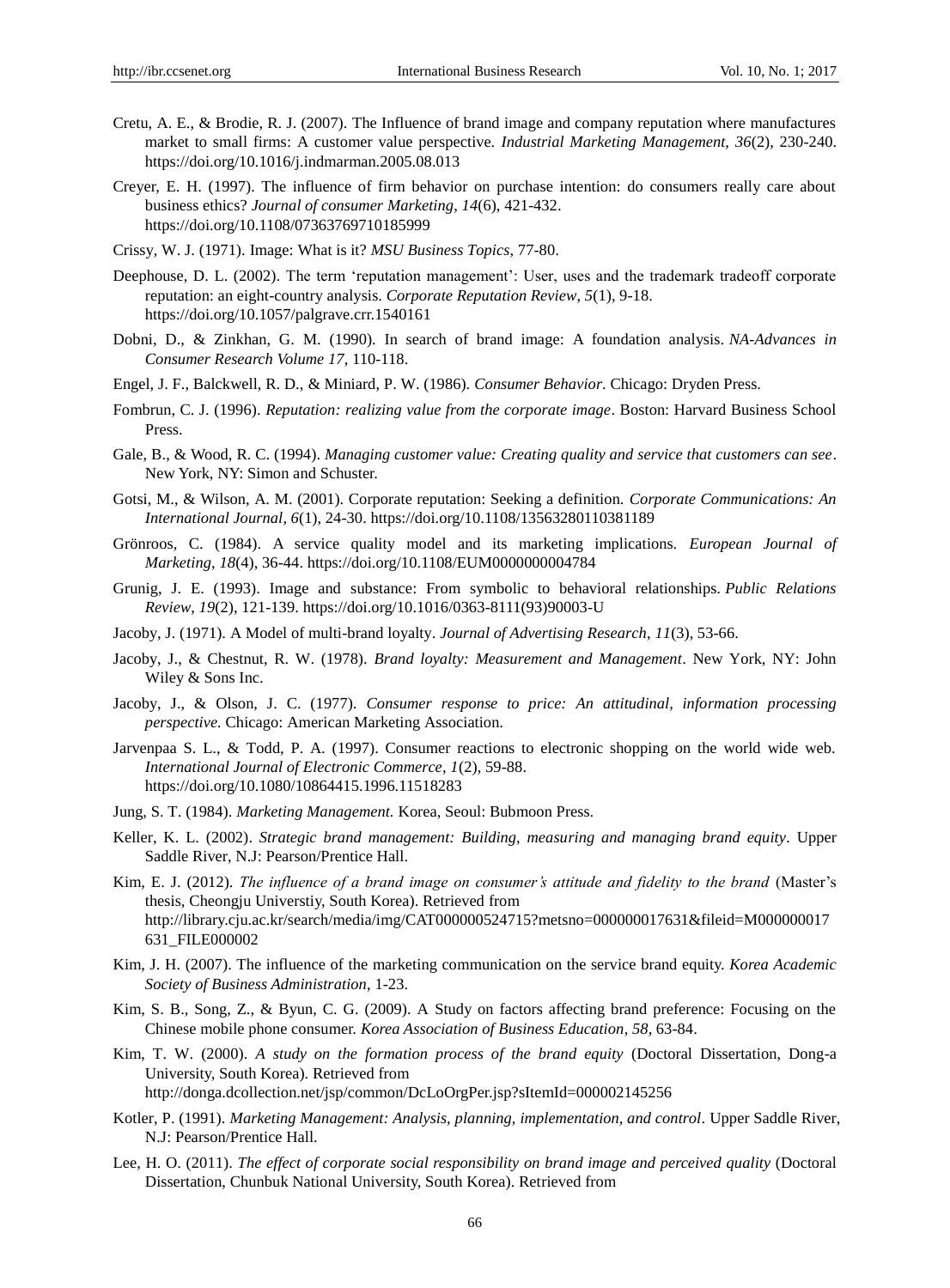Cretu, A. E., & Brodie, R. J. (2007). The Influence of brand image and company reputation where manufactures market to small firms: A customer value perspective. *Industrial Marketing Management, 36*(2), 230-240. https://doi.org/10.1016/j.indmarman.2005.08.013

Creyer, E. H. (1997). The influence of firm behavior on purchase intention: do consumers really care about business ethics? *Journal of consumer Marketing*, *14*(6), 421-432. https://doi.org/10.1108/07363769710185999

Crissy, W. J. (1971). Image: What is it? *MSU Business Topics*, 77-80.

Deephouse, D. L. (2002). The term 'reputation management': User, uses and the trademark tradeoff corporate reputation: an eight-country analysis. *Corporate Reputation Review*, *5*(1), 9-18. https://doi.org/10.1057/palgrave.crr.1540161

Dobni, D., & Zinkhan, G. M. (1990). In search of brand image: A foundation analysis. *NA-Advances in Consumer Research Volume 17*, 110-118.

Engel, J. F., Balckwell, R. D., & Miniard, P. W. (1986). *Consumer Behavior*. Chicago: Dryden Press.

Fombrun, C. J. (1996). *Reputation: realizing value from the corporate image*. Boston: Harvard Business School Press.

Gale, B., & Wood, R. C. (1994). *Managing customer value: Creating quality and service that customers can see*. New York, NY: Simon and Schuster.

Gotsi, M., & Wilson, A. M. (2001). Corporate reputation: Seeking a definition. *Corporate Communications: An International Journal*, *6*(1), 24-30. https://doi.org/10.1108/13563280110381189

Grönroos, C. (1984). A service quality model and its marketing implications. *European Journal of Marketing*, *18*(4), 36-44. https://doi.org/10.1108/EUM0000000004784

Grunig, J. E. (1993). Image and substance: From symbolic to behavioral relationships. *Public Relations Review*, *19*(2), 121-139. https://doi.org/10.1016/0363-8111(93)90003-U

Jacoby, J. (1971). A Model of multi-brand loyalty. *Journal of Advertising Research*, *11*(3), 53-66.

Jacoby, J., & Chestnut, R. W. (1978). *Brand loyalty: Measurement and Management*. New York, NY: John Wiley & Sons Inc.

Jacoby, J., & Olson, J. C. (1977). *Consumer response to price: An attitudinal, information processing perspective.* Chicago: American Marketing Association.

Jarvenpaa S. L., & Todd, P. A. (1997). Consumer reactions to electronic shopping on the world wide web. *International Journal of Electronic Commerce*, *1*(2), 59-88. https://doi.org/10.1080/10864415.1996.11518283

Jung, S. T. (1984). *Marketing Management.* Korea, Seoul: Bubmoon Press.

Keller, K. L. (2002). *Strategic brand management: Building, measuring and managing brand equity*. Upper Saddle River, N.J: Pearson/Prentice Hall.

Kim, E. J. (2012). *The influence of a brand image on consumer's attitude and fidelity to the brand* (Master's thesis, Cheongju Universtiy, South Korea). Retrieved from http://library.cju.ac.kr/search/media/img/CAT000000524715?metsno=000000017631&fileid=M000000017631_FILE000002

Kim, J. H. (2007). The influence of the marketing communication on the service brand equity. *Korea Academic Society of Business Administration*, 1-23.

Kim, S. B., Song, Z., & Byun, C. G. (2009). A Study on factors affecting brand preference: Focusing on the Chinese mobile phone consumer. *Korea Association of Business Education*, *58*, 63-84.

Kim, T. W. (2000). *A study on the formation process of the brand equity* (Doctoral Dissertation, Dong-a University, South Korea). Retrieved from http://donga.dcollection.net/jsp/common/DcLoOrgPer.jsp?sItemId=000002145256

Kotler, P. (1991). *Marketing Management: Analysis, planning, implementation, and control*. Upper Saddle River, N.J: Pearson/Prentice Hall.

Lee, H. O. (2011). *The effect of corporate social responsibility on brand image and perceived quality* (Doctoral Dissertation, Chunbuk National University, South Korea). Retrieved from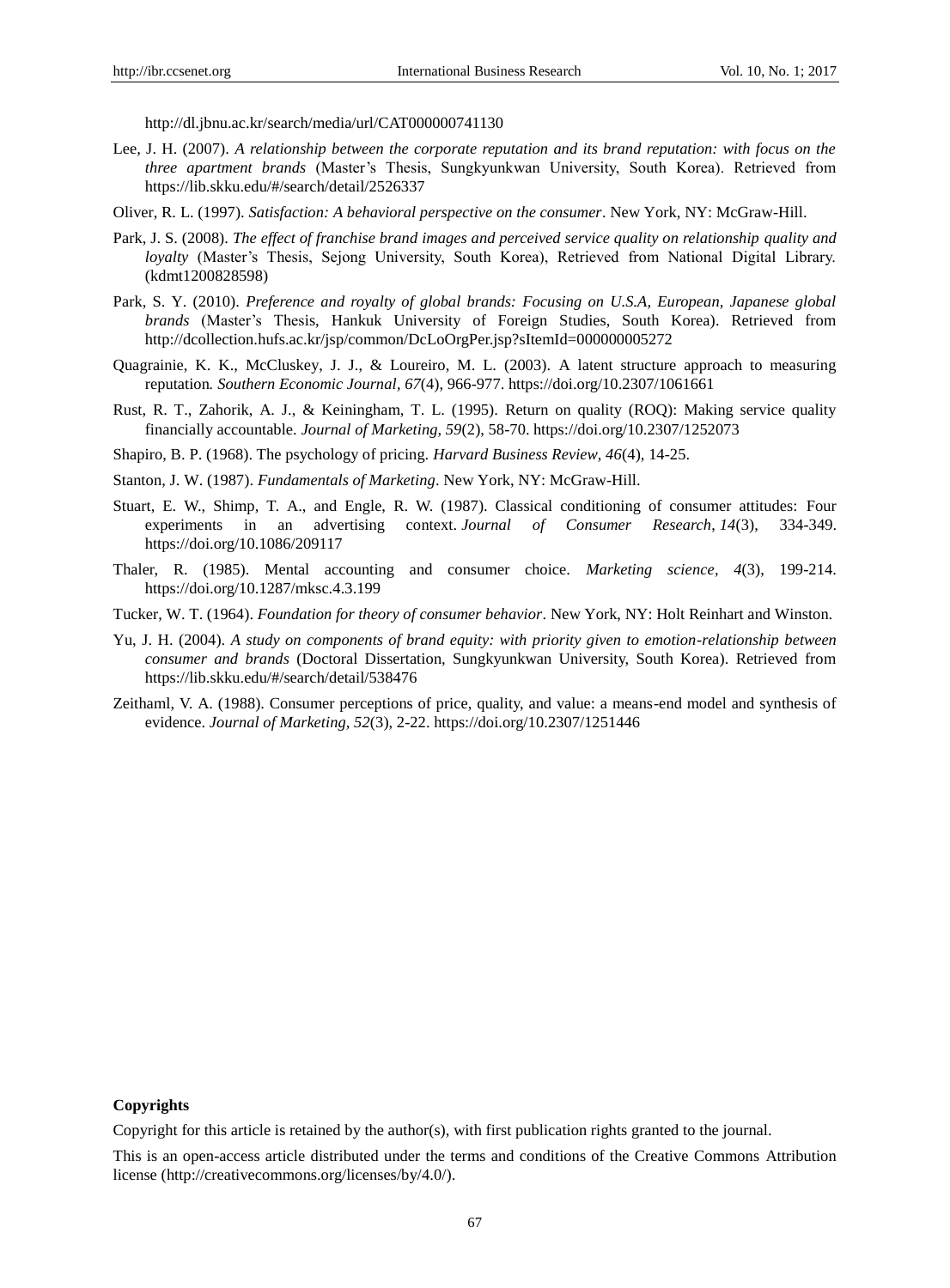http://dl.jbnu.ac.kr/search/media/url/CAT000000741130

Lee, J. H. (2007). *A relationship between the corporate reputation and its brand reputation: with focus on the three apartment brands* (Master's Thesis, Sungkyunkwan University, South Korea). Retrieved from https://lib.skku.edu/#/search/detail/2526337

Oliver, R. L. (1997). *Satisfaction: A behavioral perspective on the consumer*. New York, NY: McGraw-Hill.

Park, J. S. (2008). *The effect of franchise brand images and perceived service quality on relationship quality and loyalty* (Master's Thesis, Sejong University, South Korea), Retrieved from National Digital Library. (kdmt1200828598)

Park, S. Y. (2010). *Preference and royalty of global brands: Focusing on U.S.A, European, Japanese global brands* (Master's Thesis, Hankuk University of Foreign Studies, South Korea). Retrieved from http://dcollection.hufs.ac.kr/jsp/common/DcLoOrgPer.jsp?sItemId=000000005272

Quagrainie, K. K., McCluskey, J. J., & Loureiro, M. L. (2003). A latent structure approach to measuring reputation. *Southern Economic Journal*, *67*(4), 966-977. https://doi.org/10.2307/1061661

Rust, R. T., Zahorik, A. J., & Keiningham, T. L. (1995). Return on quality (ROQ): Making service quality financially accountable. *Journal of Marketing, 59*(2), 58-70. https://doi.org/10.2307/1252073

Shapiro, B. P. (1968). The psychology of pricing. *Harvard Business Review, 46*(4), 14-25.

Stanton, J. W. (1987). *Fundamentals of Marketing*. New York, NY: McGraw-Hill.

Stuart, E. W., Shimp, T. A., and Engle, R. W. (1987). Classical conditioning of consumer attitudes: Four experiments in an advertising context. *Journal of Consumer Research*, *14*(3), 334-349. https://doi.org/10.1086/209117

Thaler, R. (1985). Mental accounting and consumer choice. *Marketing science, 4*(3), 199-214. https://doi.org/10.1287/mksc.4.3.199

Tucker, W. T. (1964). *Foundation for theory of consumer behavior*. New York, NY: Holt Reinhart and Winston.

Yu, J. H. (2004). *A study on components of brand equity: with priority given to emotion-relationship between consumer and brands* (Doctoral Dissertation, Sungkyunkwan University, South Korea). Retrieved from https://lib.skku.edu/#/search/detail/538476

Zeithaml, V. A. (1988). Consumer perceptions of price, quality, and value: a means-end model and synthesis of evidence. *Journal of Marketing, 52*(3), 2-22. https://doi.org/10.2307/1251446

**Copyrights**

Copyright for this article is retained by the author(s), with first publication rights granted to the journal.

This is an open-access article distributed under the terms and conditions of the Creative Commons Attribution license (http://creativecommons.org/licenses/by/4.0/).